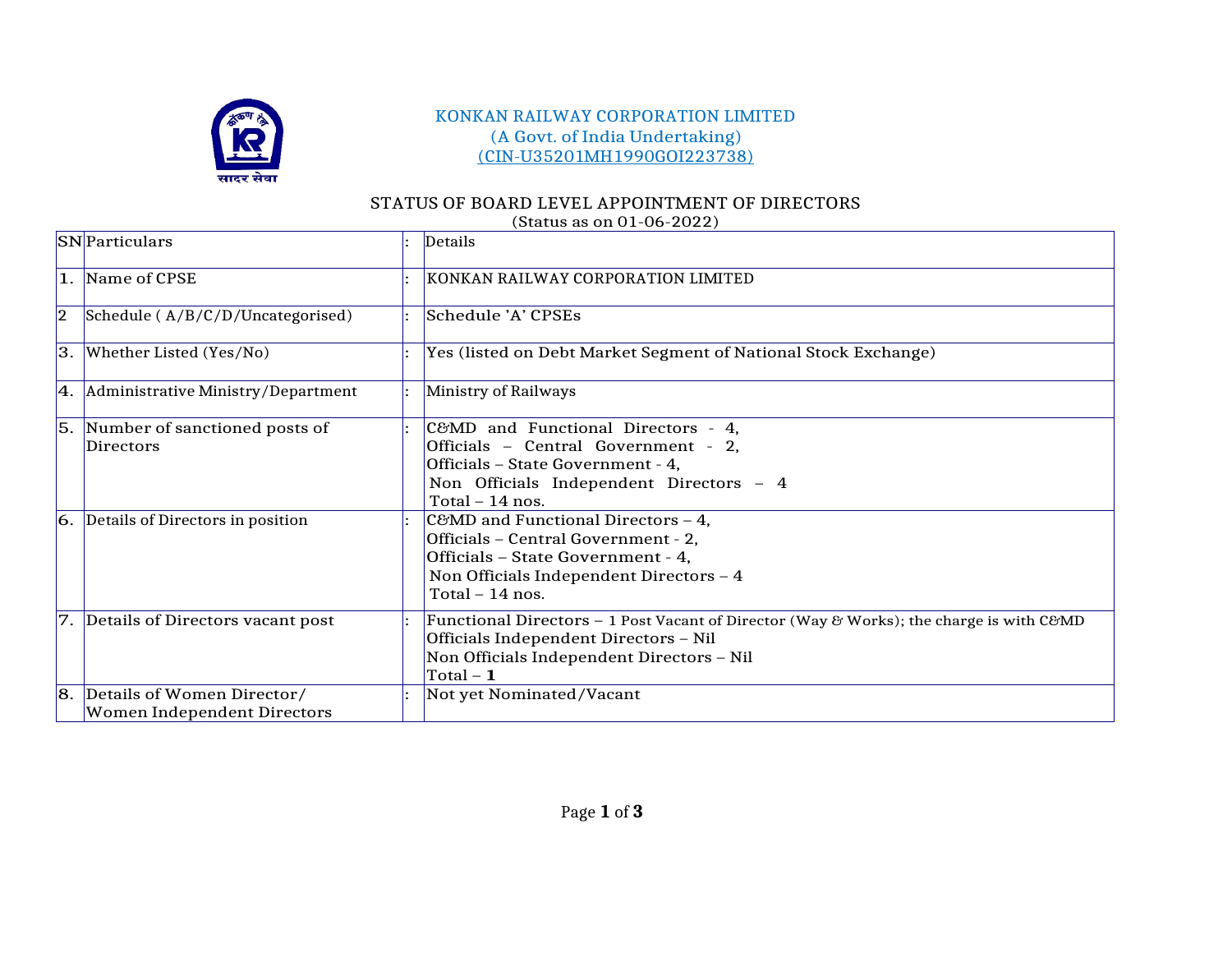KONKAN RAILWAY CORPORATION LIMITED
(A Govt. of India Undertaking)
(CIN-U35201MH1990GOI223738)

## STATUS OF BOARD LEVEL APPOINTMENT OF DIRECTORS

(Status as on 01-06-2022)

| SN | Particulars | : | Details |
|---|---|---|---|
| 1. | Name of CPSE | : | KONKAN RAILWAY CORPORATION LIMITED |
| 2 | Schedule ( A/B/C/D/Uncategorised) | : | Schedule 'A' CPSEs |
| 3. | Whether Listed (Yes/No) | : | Yes (listed on Debt Market Segment of National Stock Exchange) |
| 4. | Administrative Ministry/Department | : | Ministry of Railways |
| 5. | Number of sanctioned posts of Directors | : | C&MD and Functional Directors - 4,<br>Officials – Central Government - 2,<br>Officials – State Government - 4,<br>Non Officials Independent Directors – 4<br>Total – 14 nos. |
| 6. | Details of Directors in position | : | C&MD and Functional Directors – 4,<br>Officials – Central Government - 2,<br>Officials – State Government - 4,<br>Non Officials Independent Directors – 4<br>Total – 14 nos. |
| 7. | Details of Directors vacant post | : | Functional Directors – 1 Post Vacant of Director (Way & Works); the charge is with C&MD<br>Officials Independent Directors – Nil<br>Non Officials Independent Directors – Nil<br>Total – **1** |
| 8. | Details of Women Director/ Women Independent Directors | : | Not yet Nominated/Vacant |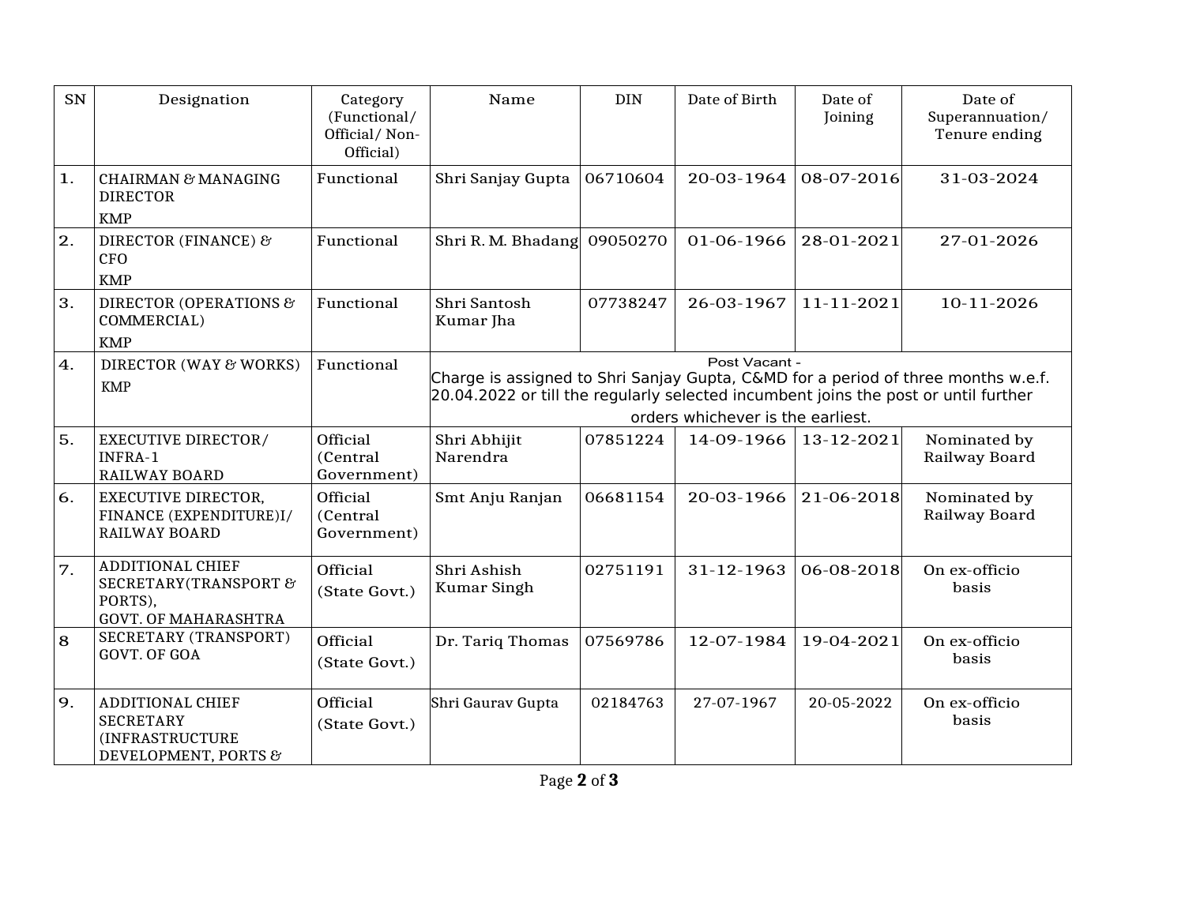| SN | Designation | Category (Functional/ Official/ Non-Official) | Name | DIN | Date of Birth | Date of Joining | Date of Superannuation/ Tenure ending |
|---|---|---|---|---|---|---|---|
| 1. | CHAIRMAN & MANAGING DIRECTOR KMP | Functional | Shri Sanjay Gupta | 06710604 | 20-03-1964 | 08-07-2016 | 31-03-2024 |
| 2. | DIRECTOR (FINANCE) & CFO KMP | Functional | Shri R. M. Bhadang | 09050270 | 01-06-1966 | 28-01-2021 | 27-01-2026 |
| 3. | DIRECTOR (OPERATIONS & COMMERCIAL) KMP | Functional | Shri Santosh Kumar Jha | 07738247 | 26-03-1967 | 11-11-2021 | 10-11-2026 |
| 4. | DIRECTOR (WAY & WORKS) KMP | Functional | Post Vacant - Charge is assigned to Shri Sanjay Gupta, C&MD for a period of three months w.e.f. 20.04.2022 or till the regularly selected incumbent joins the post or until further orders whichever is the earliest. | | | | |
| 5. | EXECUTIVE DIRECTOR/ INFRA-1 RAILWAY BOARD | Official (Central Government) | Shri Abhijit Narendra | 07851224 | 14-09-1966 | 13-12-2021 | Nominated by Railway Board |
| 6. | EXECUTIVE DIRECTOR, FINANCE (EXPENDITURE)I/ RAILWAY BOARD | Official (Central Government) | Smt Anju Ranjan | 06681154 | 20-03-1966 | 21-06-2018 | Nominated by Railway Board |
| 7. | ADDITIONAL CHIEF SECRETARY(TRANSPORT & PORTS), GOVT. OF MAHARASHTRA | Official (State Govt.) | Shri Ashish Kumar Singh | 02751191 | 31-12-1963 | 06-08-2018 | On ex-officio basis |
| 8 | SECRETARY (TRANSPORT) GOVT. OF GOA | Official (State Govt.) | Dr. Tariq Thomas | 07569786 | 12-07-1984 | 19-04-2021 | On ex-officio basis |
| 9. | ADDITIONAL CHIEF SECRETARY (INFRASTRUCTURE DEVELOPMENT, PORTS & | Official (State Govt.) | Shri Gaurav Gupta | 02184763 | 27-07-1967 | 20-05-2022 | On ex-officio basis |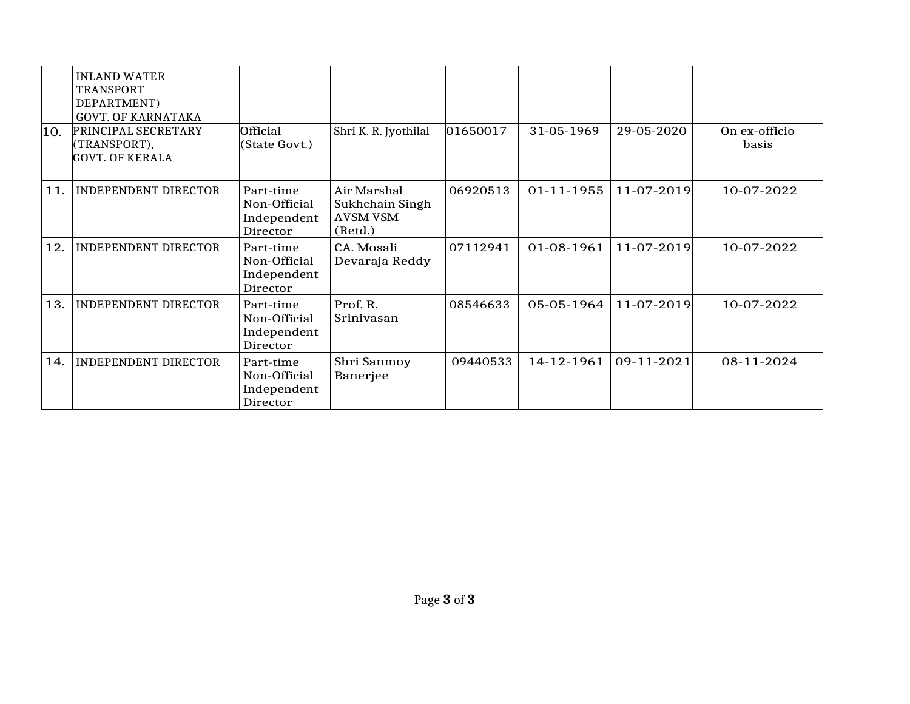| | | | | | | | |
|---|---|---|---|---|---|---|---|
| | INLAND WATER TRANSPORT DEPARTMENT) GOVT. OF KARNATAKA | | | | | | |
| 10. | PRINCIPAL SECRETARY (TRANSPORT), GOVT. OF KERALA | Official (State Govt.) | Shri K. R. Jyothilal | 01650017 | 31-05-1969 | 29-05-2020 | On ex-officio basis |
| 11. | INDEPENDENT DIRECTOR | Part-time Non-Official Independent Director | Air Marshal Sukhchain Singh AVSM VSM (Retd.) | 06920513 | 01-11-1955 | 11-07-2019 | 10-07-2022 |
| 12. | INDEPENDENT DIRECTOR | Part-time Non-Official Independent Director | CA. Mosali Devaraja Reddy | 07112941 | 01-08-1961 | 11-07-2019 | 10-07-2022 |
| 13. | INDEPENDENT DIRECTOR | Part-time Non-Official Independent Director | Prof. R. Srinivasan | 08546633 | 05-05-1964 | 11-07-2019 | 10-07-2022 |
| 14. | INDEPENDENT DIRECTOR | Part-time Non-Official Independent Director | Shri Sanmoy Banerjee | 09440533 | 14-12-1961 | 09-11-2021 | 08-11-2024 |